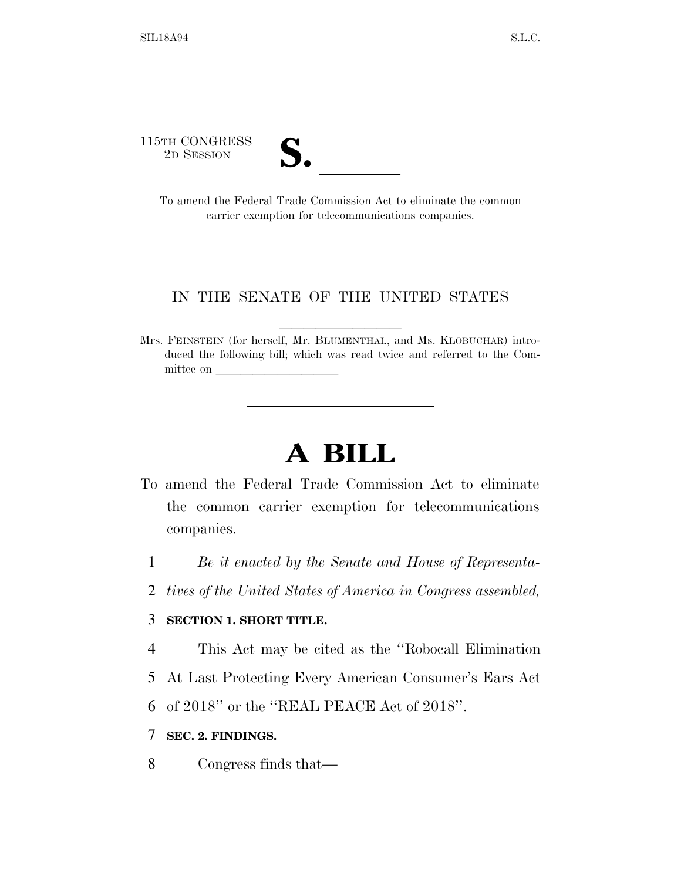115TH CONGRESS
2D SESSION

# S. ______

To amend the Federal Trade Commission Act to eliminate the common carrier exemption for telecommunications companies.

IN THE SENATE OF THE UNITED STATES

Mrs. FEINSTEIN (for herself, Mr. BLUMENTHAL, and Ms. KLOBUCHAR) introduced the following bill; which was read twice and referred to the Committee on ______________________

# A BILL

To amend the Federal Trade Commission Act to eliminate the common carrier exemption for telecommunications companies.

1 *Be it enacted by the Senate and House of Representa-*

2 *tives of the United States of America in Congress assembled,*

3 **SECTION 1. SHORT TITLE.**

4 This Act may be cited as the ''Robocall Elimination

5 At Last Protecting Every American Consumer's Ears Act

6 of 2018'' or the ''REAL PEACE Act of 2018''.

7 **SEC. 2. FINDINGS.**

8 Congress finds that—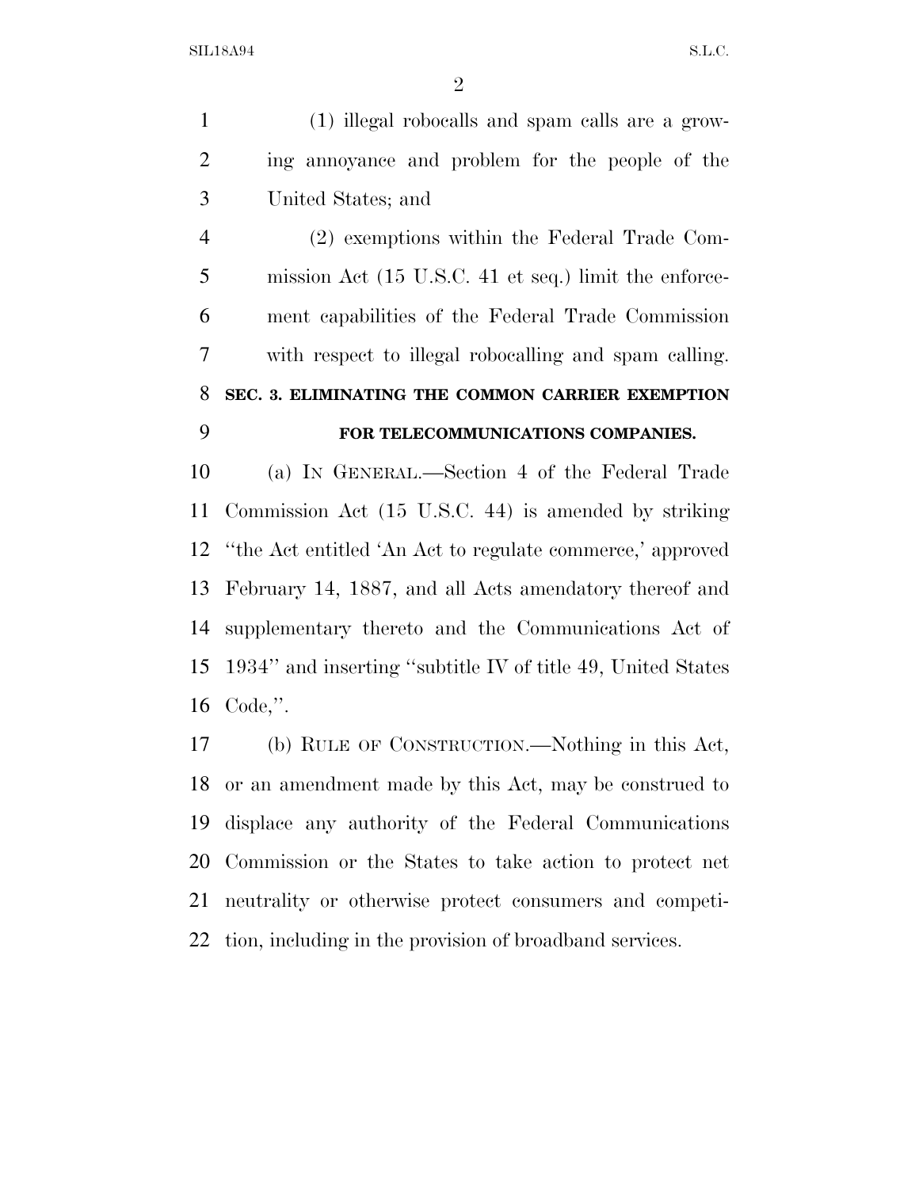(1) illegal robocalls and spam calls are a growing annoyance and problem for the people of the United States; and

(2) exemptions within the Federal Trade Commission Act (15 U.S.C. 41 et seq.) limit the enforcement capabilities of the Federal Trade Commission with respect to illegal robocalling and spam calling.

## SEC. 3. ELIMINATING THE COMMON CARRIER EXEMPTION FOR TELECOMMUNICATIONS COMPANIES.

(a) IN GENERAL.—Section 4 of the Federal Trade Commission Act (15 U.S.C. 44) is amended by striking ''the Act entitled 'An Act to regulate commerce,' approved February 14, 1887, and all Acts amendatory thereof and supplementary thereto and the Communications Act of 1934'' and inserting ''subtitle IV of title 49, United States Code,''.

(b) RULE OF CONSTRUCTION.—Nothing in this Act, or an amendment made by this Act, may be construed to displace any authority of the Federal Communications Commission or the States to take action to protect net neutrality or otherwise protect consumers and competition, including in the provision of broadband services.